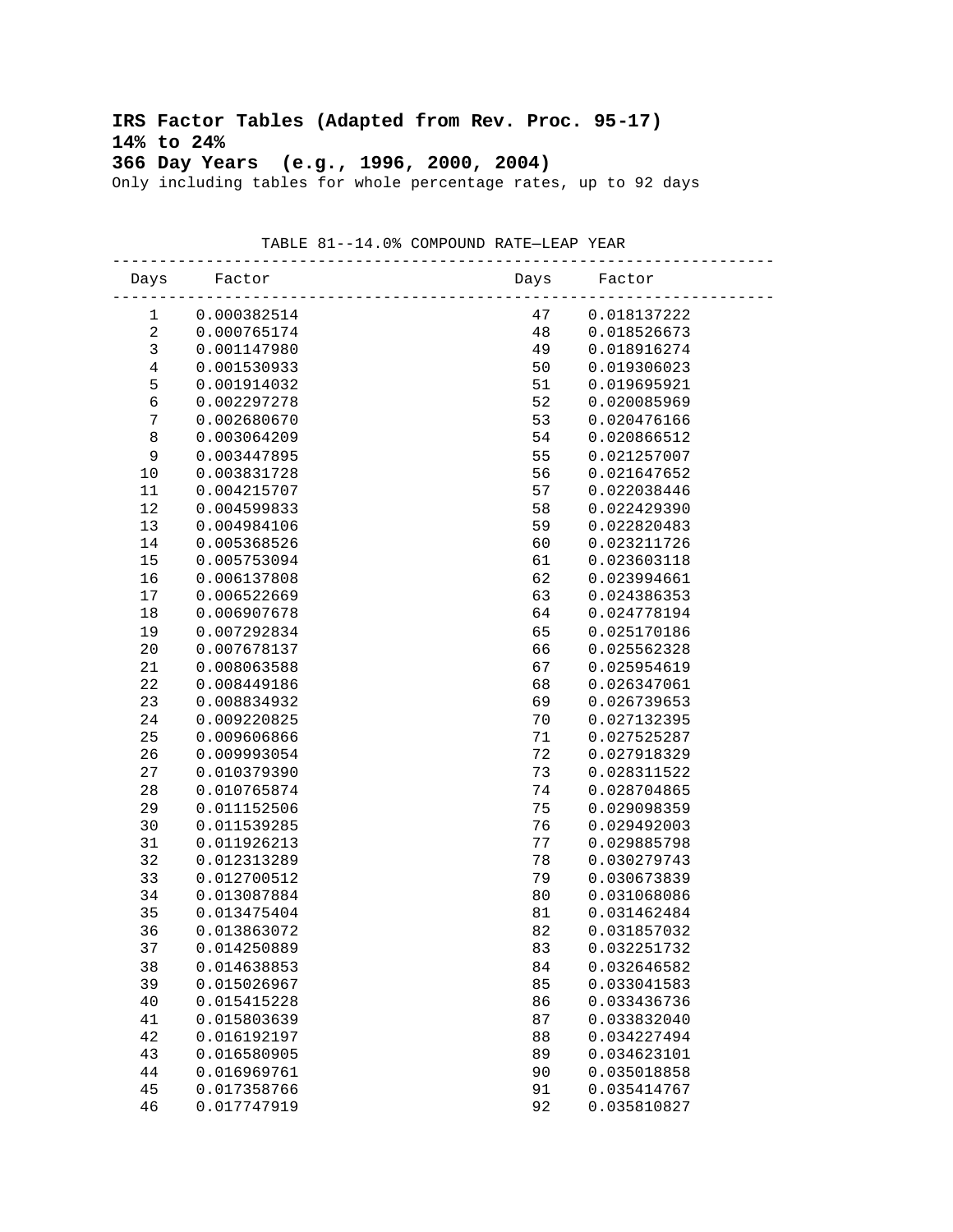**IRS Factor Tables (Adapted from Rev. Proc. 95-17)**
**14% to 24%**
**366 Day Years (e.g., 1996, 2000, 2004)**
Only including tables for whole percentage rates, up to 92 days

TABLE 81--14.0% COMPOUND RATE—LEAP YEAR

| Days | Factor | Days | Factor |
|---|---|---|---|
| 1 | 0.000382514 | 47 | 0.018137222 |
| 2 | 0.000765174 | 48 | 0.018526673 |
| 3 | 0.001147980 | 49 | 0.018916274 |
| 4 | 0.001530933 | 50 | 0.019306023 |
| 5 | 0.001914032 | 51 | 0.019695921 |
| 6 | 0.002297278 | 52 | 0.020085969 |
| 7 | 0.002680670 | 53 | 0.020476166 |
| 8 | 0.003064209 | 54 | 0.020866512 |
| 9 | 0.003447895 | 55 | 0.021257007 |
| 10 | 0.003831728 | 56 | 0.021647652 |
| 11 | 0.004215707 | 57 | 0.022038446 |
| 12 | 0.004599833 | 58 | 0.022429390 |
| 13 | 0.004984106 | 59 | 0.022820483 |
| 14 | 0.005368526 | 60 | 0.023211726 |
| 15 | 0.005753094 | 61 | 0.023603118 |
| 16 | 0.006137808 | 62 | 0.023994661 |
| 17 | 0.006522669 | 63 | 0.024386353 |
| 18 | 0.006907678 | 64 | 0.024778194 |
| 19 | 0.007292834 | 65 | 0.025170186 |
| 20 | 0.007678137 | 66 | 0.025562328 |
| 21 | 0.008063588 | 67 | 0.025954619 |
| 22 | 0.008449186 | 68 | 0.026347061 |
| 23 | 0.008834932 | 69 | 0.026739653 |
| 24 | 0.009220825 | 70 | 0.027132395 |
| 25 | 0.009606866 | 71 | 0.027525287 |
| 26 | 0.009993054 | 72 | 0.027918329 |
| 27 | 0.010379390 | 73 | 0.028311522 |
| 28 | 0.010765874 | 74 | 0.028704865 |
| 29 | 0.011152506 | 75 | 0.029098359 |
| 30 | 0.011539285 | 76 | 0.029492003 |
| 31 | 0.011926213 | 77 | 0.029885798 |
| 32 | 0.012313289 | 78 | 0.030279743 |
| 33 | 0.012700512 | 79 | 0.030673839 |
| 34 | 0.013087884 | 80 | 0.031068086 |
| 35 | 0.013475404 | 81 | 0.031462484 |
| 36 | 0.013863072 | 82 | 0.031857032 |
| 37 | 0.014250889 | 83 | 0.032251732 |
| 38 | 0.014638853 | 84 | 0.032646582 |
| 39 | 0.015026967 | 85 | 0.033041583 |
| 40 | 0.015415228 | 86 | 0.033436736 |
| 41 | 0.015803639 | 87 | 0.033832040 |
| 42 | 0.016192197 | 88 | 0.034227494 |
| 43 | 0.016580905 | 89 | 0.034623101 |
| 44 | 0.016969761 | 90 | 0.035018858 |
| 45 | 0.017358766 | 91 | 0.035414767 |
| 46 | 0.017747919 | 92 | 0.035810827 |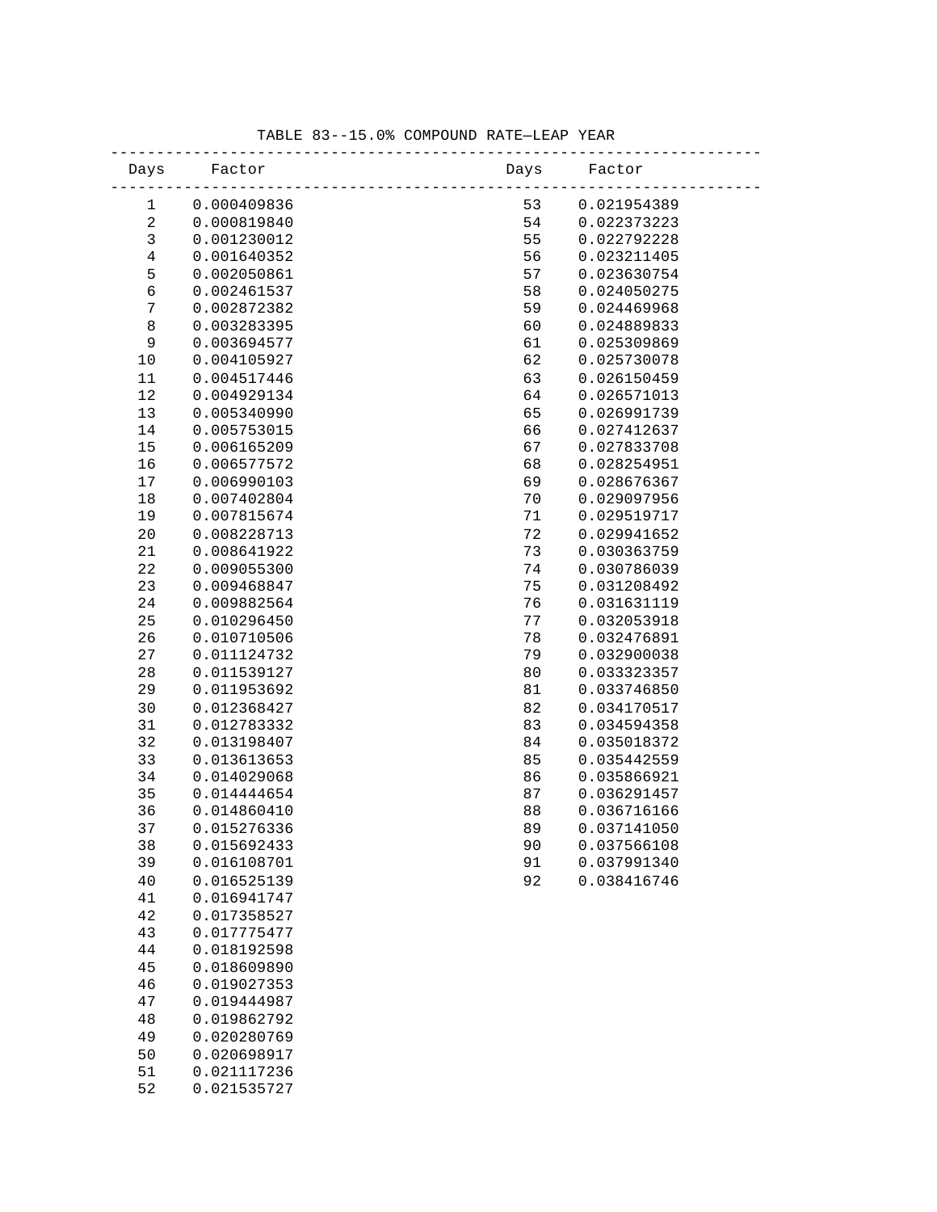TABLE 83--15.0% COMPOUND RATE—LEAP YEAR

| Days | Factor | Days | Factor |
|---|---|---|---|
| 1 | 0.000409836 | 53 | 0.021954389 |
| 2 | 0.000819840 | 54 | 0.022373223 |
| 3 | 0.001230012 | 55 | 0.022792228 |
| 4 | 0.001640352 | 56 | 0.023211405 |
| 5 | 0.002050861 | 57 | 0.023630754 |
| 6 | 0.002461537 | 58 | 0.024050275 |
| 7 | 0.002872382 | 59 | 0.024469968 |
| 8 | 0.003283395 | 60 | 0.024889833 |
| 9 | 0.003694577 | 61 | 0.025309869 |
| 10 | 0.004105927 | 62 | 0.025730078 |
| 11 | 0.004517446 | 63 | 0.026150459 |
| 12 | 0.004929134 | 64 | 0.026571013 |
| 13 | 0.005340990 | 65 | 0.026991739 |
| 14 | 0.005753015 | 66 | 0.027412637 |
| 15 | 0.006165209 | 67 | 0.027833708 |
| 16 | 0.006577572 | 68 | 0.028254951 |
| 17 | 0.006990103 | 69 | 0.028676367 |
| 18 | 0.007402804 | 70 | 0.029097956 |
| 19 | 0.007815674 | 71 | 0.029519717 |
| 20 | 0.008228713 | 72 | 0.029941652 |
| 21 | 0.008641922 | 73 | 0.030363759 |
| 22 | 0.009055300 | 74 | 0.030786039 |
| 23 | 0.009468847 | 75 | 0.031208492 |
| 24 | 0.009882564 | 76 | 0.031631119 |
| 25 | 0.010296450 | 77 | 0.032053918 |
| 26 | 0.010710506 | 78 | 0.032476891 |
| 27 | 0.011124732 | 79 | 0.032900038 |
| 28 | 0.011539127 | 80 | 0.033323357 |
| 29 | 0.011953692 | 81 | 0.033746850 |
| 30 | 0.012368427 | 82 | 0.034170517 |
| 31 | 0.012783332 | 83 | 0.034594358 |
| 32 | 0.013198407 | 84 | 0.035018372 |
| 33 | 0.013613653 | 85 | 0.035442559 |
| 34 | 0.014029068 | 86 | 0.035866921 |
| 35 | 0.014444654 | 87 | 0.036291457 |
| 36 | 0.014860410 | 88 | 0.036716166 |
| 37 | 0.015276336 | 89 | 0.037141050 |
| 38 | 0.015692433 | 90 | 0.037566108 |
| 39 | 0.016108701 | 91 | 0.037991340 |
| 40 | 0.016525139 | 92 | 0.038416746 |
| 41 | 0.016941747 | | |
| 42 | 0.017358527 | | |
| 43 | 0.017775477 | | |
| 44 | 0.018192598 | | |
| 45 | 0.018609890 | | |
| 46 | 0.019027353 | | |
| 47 | 0.019444987 | | |
| 48 | 0.019862792 | | |
| 49 | 0.020280769 | | |
| 50 | 0.020698917 | | |
| 51 | 0.021117236 | | |
| 52 | 0.021535727 | | |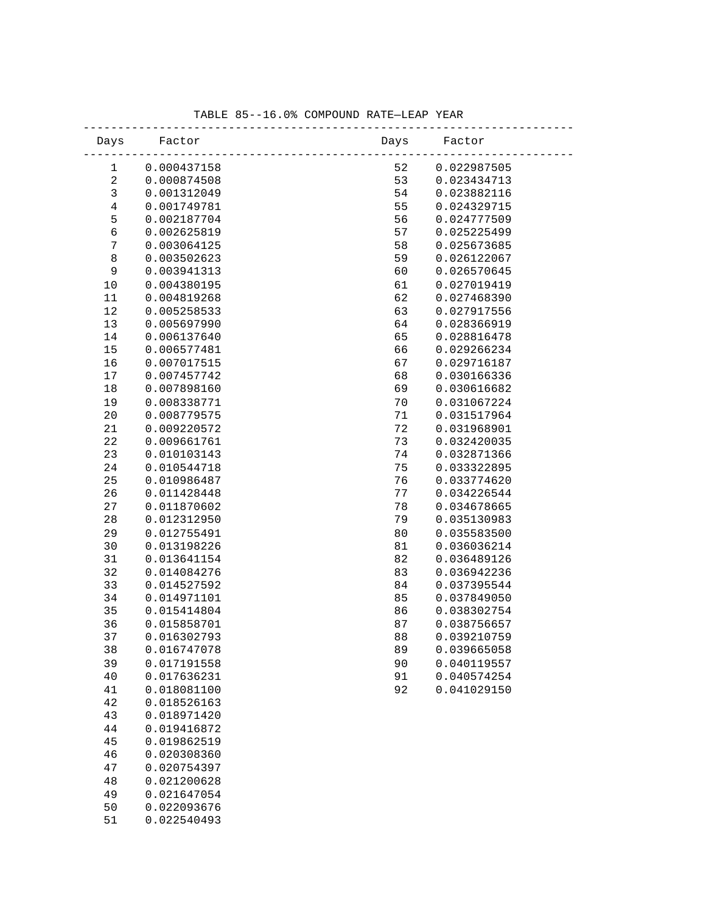TABLE 85--16.0% COMPOUND RATE—LEAP YEAR

| Days | Factor | Days | Factor |
| --- | --- | --- | --- |
| 1 | 0.000437158 | 52 | 0.022987505 |
| 2 | 0.000874508 | 53 | 0.023434713 |
| 3 | 0.001312049 | 54 | 0.023882116 |
| 4 | 0.001749781 | 55 | 0.024329715 |
| 5 | 0.002187704 | 56 | 0.024777509 |
| 6 | 0.002625819 | 57 | 0.025225499 |
| 7 | 0.003064125 | 58 | 0.025673685 |
| 8 | 0.003502623 | 59 | 0.026122067 |
| 9 | 0.003941313 | 60 | 0.026570645 |
| 10 | 0.004380195 | 61 | 0.027019419 |
| 11 | 0.004819268 | 62 | 0.027468390 |
| 12 | 0.005258533 | 63 | 0.027917556 |
| 13 | 0.005697990 | 64 | 0.028366919 |
| 14 | 0.006137640 | 65 | 0.028816478 |
| 15 | 0.006577481 | 66 | 0.029266234 |
| 16 | 0.007017515 | 67 | 0.029716187 |
| 17 | 0.007457742 | 68 | 0.030166336 |
| 18 | 0.007898160 | 69 | 0.030616682 |
| 19 | 0.008338771 | 70 | 0.031067224 |
| 20 | 0.008779575 | 71 | 0.031517964 |
| 21 | 0.009220572 | 72 | 0.031968901 |
| 22 | 0.009661761 | 73 | 0.032420035 |
| 23 | 0.010103143 | 74 | 0.032871366 |
| 24 | 0.010544718 | 75 | 0.033322895 |
| 25 | 0.010986487 | 76 | 0.033774620 |
| 26 | 0.011428448 | 77 | 0.034226544 |
| 27 | 0.011870602 | 78 | 0.034678665 |
| 28 | 0.012312950 | 79 | 0.035130983 |
| 29 | 0.012755491 | 80 | 0.035583500 |
| 30 | 0.013198226 | 81 | 0.036036214 |
| 31 | 0.013641154 | 82 | 0.036489126 |
| 32 | 0.014084276 | 83 | 0.036942236 |
| 33 | 0.014527592 | 84 | 0.037395544 |
| 34 | 0.014971101 | 85 | 0.037849050 |
| 35 | 0.015414804 | 86 | 0.038302754 |
| 36 | 0.015858701 | 87 | 0.038756657 |
| 37 | 0.016302793 | 88 | 0.039210759 |
| 38 | 0.016747078 | 89 | 0.039665058 |
| 39 | 0.017191558 | 90 | 0.040119557 |
| 40 | 0.017636231 | 91 | 0.040574254 |
| 41 | 0.018081100 | 92 | 0.041029150 |
| 42 | 0.018526163 | | |
| 43 | 0.018971420 | | |
| 44 | 0.019416872 | | |
| 45 | 0.019862519 | | |
| 46 | 0.020308360 | | |
| 47 | 0.020754397 | | |
| 48 | 0.021200628 | | |
| 49 | 0.021647054 | | |
| 50 | 0.022093676 | | |
| 51 | 0.022540493 | | |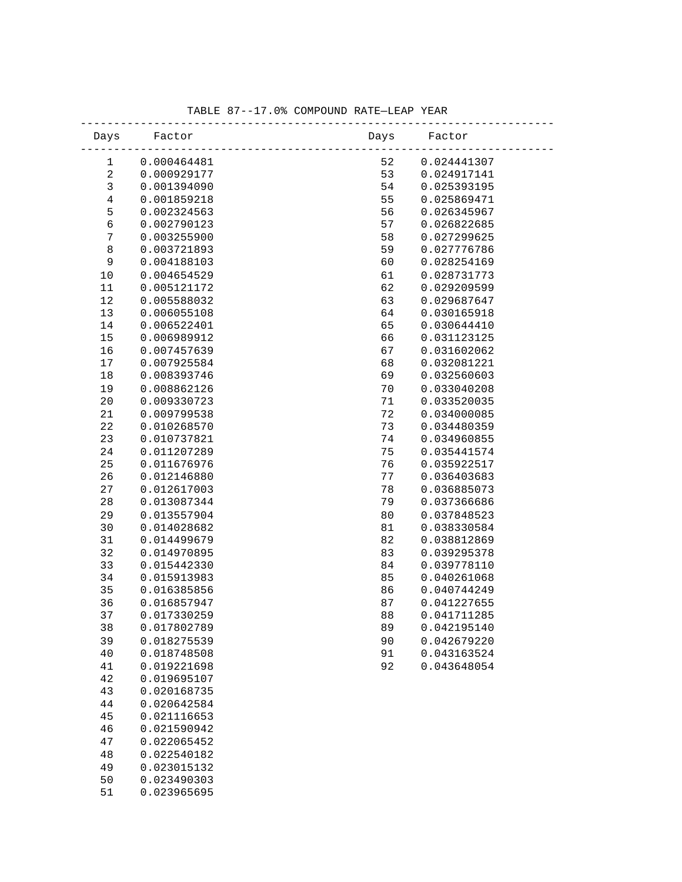TABLE 87--17.0% COMPOUND RATE—LEAP YEAR

| Days | Factor | Days | Factor |
|---|---|---|---|
| 1 | 0.000464481 | 52 | 0.024441307 |
| 2 | 0.000929177 | 53 | 0.024917141 |
| 3 | 0.001394090 | 54 | 0.025393195 |
| 4 | 0.001859218 | 55 | 0.025869471 |
| 5 | 0.002324563 | 56 | 0.026345967 |
| 6 | 0.002790123 | 57 | 0.026822685 |
| 7 | 0.003255900 | 58 | 0.027299625 |
| 8 | 0.003721893 | 59 | 0.027776786 |
| 9 | 0.004188103 | 60 | 0.028254169 |
| 10 | 0.004654529 | 61 | 0.028731773 |
| 11 | 0.005121172 | 62 | 0.029209599 |
| 12 | 0.005588032 | 63 | 0.029687647 |
| 13 | 0.006055108 | 64 | 0.030165918 |
| 14 | 0.006522401 | 65 | 0.030644410 |
| 15 | 0.006989912 | 66 | 0.031123125 |
| 16 | 0.007457639 | 67 | 0.031602062 |
| 17 | 0.007925584 | 68 | 0.032081221 |
| 18 | 0.008393746 | 69 | 0.032560603 |
| 19 | 0.008862126 | 70 | 0.033040208 |
| 20 | 0.009330723 | 71 | 0.033520035 |
| 21 | 0.009799538 | 72 | 0.034000085 |
| 22 | 0.010268570 | 73 | 0.034480359 |
| 23 | 0.010737821 | 74 | 0.034960855 |
| 24 | 0.011207289 | 75 | 0.035441574 |
| 25 | 0.011676976 | 76 | 0.035922517 |
| 26 | 0.012146880 | 77 | 0.036403683 |
| 27 | 0.012617003 | 78 | 0.036885073 |
| 28 | 0.013087344 | 79 | 0.037366686 |
| 29 | 0.013557904 | 80 | 0.037848523 |
| 30 | 0.014028682 | 81 | 0.038330584 |
| 31 | 0.014499679 | 82 | 0.038812869 |
| 32 | 0.014970895 | 83 | 0.039295378 |
| 33 | 0.015442330 | 84 | 0.039778110 |
| 34 | 0.015913983 | 85 | 0.040261068 |
| 35 | 0.016385856 | 86 | 0.040744249 |
| 36 | 0.016857947 | 87 | 0.041227655 |
| 37 | 0.017330259 | 88 | 0.041711285 |
| 38 | 0.017802789 | 89 | 0.042195140 |
| 39 | 0.018275539 | 90 | 0.042679220 |
| 40 | 0.018748508 | 91 | 0.043163524 |
| 41 | 0.019221698 | 92 | 0.043648054 |
| 42 | 0.019695107 | | |
| 43 | 0.020168735 | | |
| 44 | 0.020642584 | | |
| 45 | 0.021116653 | | |
| 46 | 0.021590942 | | |
| 47 | 0.022065452 | | |
| 48 | 0.022540182 | | |
| 49 | 0.023015132 | | |
| 50 | 0.023490303 | | |
| 51 | 0.023965695 | | |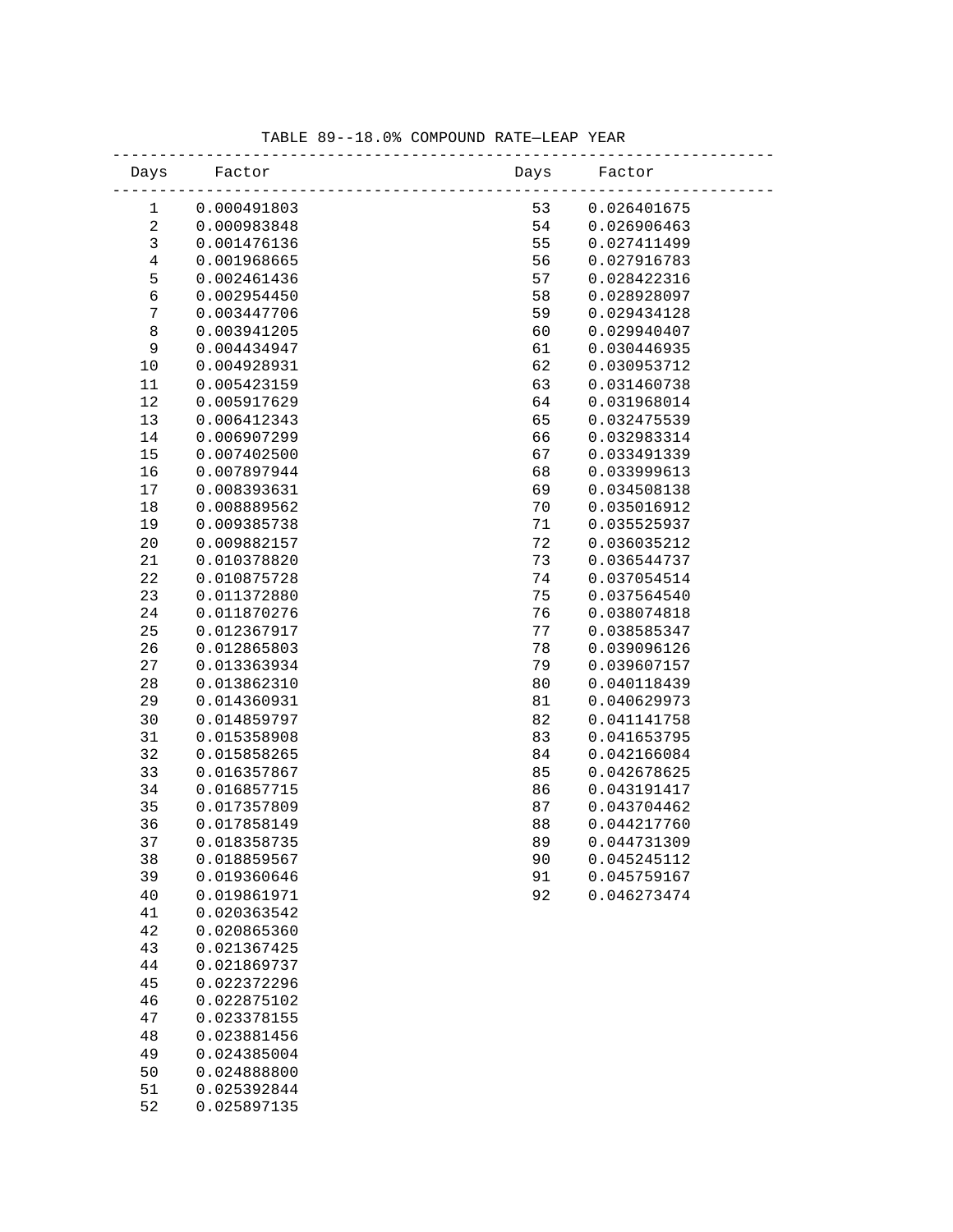TABLE 89--18.0% COMPOUND RATE—LEAP YEAR

| Days | Factor | Days | Factor |
|---|---|---|---|
| 1 | 0.000491803 | 53 | 0.026401675 |
| 2 | 0.000983848 | 54 | 0.026906463 |
| 3 | 0.001476136 | 55 | 0.027411499 |
| 4 | 0.001968665 | 56 | 0.027916783 |
| 5 | 0.002461436 | 57 | 0.028422316 |
| 6 | 0.002954450 | 58 | 0.028928097 |
| 7 | 0.003447706 | 59 | 0.029434128 |
| 8 | 0.003941205 | 60 | 0.029940407 |
| 9 | 0.004434947 | 61 | 0.030446935 |
| 10 | 0.004928931 | 62 | 0.030953712 |
| 11 | 0.005423159 | 63 | 0.031460738 |
| 12 | 0.005917629 | 64 | 0.031968014 |
| 13 | 0.006412343 | 65 | 0.032475539 |
| 14 | 0.006907299 | 66 | 0.032983314 |
| 15 | 0.007402500 | 67 | 0.033491339 |
| 16 | 0.007897944 | 68 | 0.033999613 |
| 17 | 0.008393631 | 69 | 0.034508138 |
| 18 | 0.008889562 | 70 | 0.035016912 |
| 19 | 0.009385738 | 71 | 0.035525937 |
| 20 | 0.009882157 | 72 | 0.036035212 |
| 21 | 0.010378820 | 73 | 0.036544737 |
| 22 | 0.010875728 | 74 | 0.037054514 |
| 23 | 0.011372880 | 75 | 0.037564540 |
| 24 | 0.011870276 | 76 | 0.038074818 |
| 25 | 0.012367917 | 77 | 0.038585347 |
| 26 | 0.012865803 | 78 | 0.039096126 |
| 27 | 0.013363934 | 79 | 0.039607157 |
| 28 | 0.013862310 | 80 | 0.040118439 |
| 29 | 0.014360931 | 81 | 0.040629973 |
| 30 | 0.014859797 | 82 | 0.041141758 |
| 31 | 0.015358908 | 83 | 0.041653795 |
| 32 | 0.015858265 | 84 | 0.042166084 |
| 33 | 0.016357867 | 85 | 0.042678625 |
| 34 | 0.016857715 | 86 | 0.043191417 |
| 35 | 0.017357809 | 87 | 0.043704462 |
| 36 | 0.017858149 | 88 | 0.044217760 |
| 37 | 0.018358735 | 89 | 0.044731309 |
| 38 | 0.018859567 | 90 | 0.045245112 |
| 39 | 0.019360646 | 91 | 0.045759167 |
| 40 | 0.019861971 | 92 | 0.046273474 |
| 41 | 0.020363542 | | |
| 42 | 0.020865360 | | |
| 43 | 0.021367425 | | |
| 44 | 0.021869737 | | |
| 45 | 0.022372296 | | |
| 46 | 0.022875102 | | |
| 47 | 0.023378155 | | |
| 48 | 0.023881456 | | |
| 49 | 0.024385004 | | |
| 50 | 0.024888800 | | |
| 51 | 0.025392844 | | |
| 52 | 0.025897135 | | |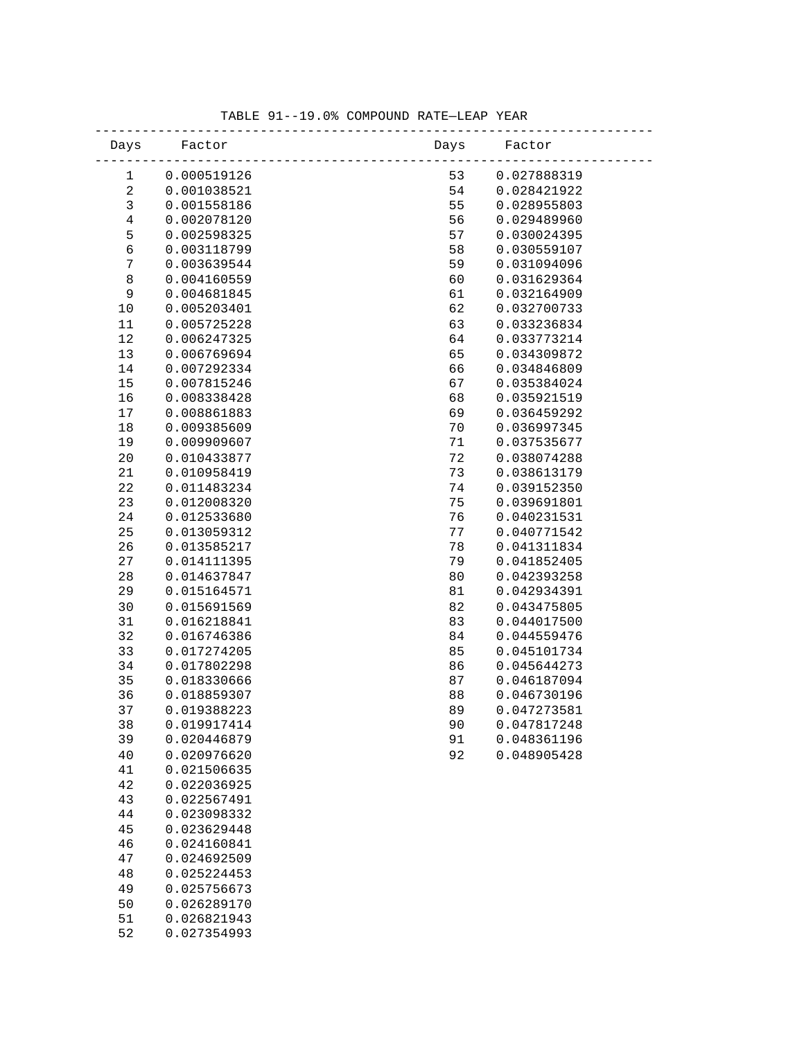TABLE 91--19.0% COMPOUND RATE—LEAP YEAR

| Days | Factor | Days | Factor |
| --- | --- | --- | --- |
| 1 | 0.000519126 | 53 | 0.027888319 |
| 2 | 0.001038521 | 54 | 0.028421922 |
| 3 | 0.001558186 | 55 | 0.028955803 |
| 4 | 0.002078120 | 56 | 0.029489960 |
| 5 | 0.002598325 | 57 | 0.030024395 |
| 6 | 0.003118799 | 58 | 0.030559107 |
| 7 | 0.003639544 | 59 | 0.031094096 |
| 8 | 0.004160559 | 60 | 0.031629364 |
| 9 | 0.004681845 | 61 | 0.032164909 |
| 10 | 0.005203401 | 62 | 0.032700733 |
| 11 | 0.005725228 | 63 | 0.033236834 |
| 12 | 0.006247325 | 64 | 0.033773214 |
| 13 | 0.006769694 | 65 | 0.034309872 |
| 14 | 0.007292334 | 66 | 0.034846809 |
| 15 | 0.007815246 | 67 | 0.035384024 |
| 16 | 0.008338428 | 68 | 0.035921519 |
| 17 | 0.008861883 | 69 | 0.036459292 |
| 18 | 0.009385609 | 70 | 0.036997345 |
| 19 | 0.009909607 | 71 | 0.037535677 |
| 20 | 0.010433877 | 72 | 0.038074288 |
| 21 | 0.010958419 | 73 | 0.038613179 |
| 22 | 0.011483234 | 74 | 0.039152350 |
| 23 | 0.012008320 | 75 | 0.039691801 |
| 24 | 0.012533680 | 76 | 0.040231531 |
| 25 | 0.013059312 | 77 | 0.040771542 |
| 26 | 0.013585217 | 78 | 0.041311834 |
| 27 | 0.014111395 | 79 | 0.041852405 |
| 28 | 0.014637847 | 80 | 0.042393258 |
| 29 | 0.015164571 | 81 | 0.042934391 |
| 30 | 0.015691569 | 82 | 0.043475805 |
| 31 | 0.016218841 | 83 | 0.044017500 |
| 32 | 0.016746386 | 84 | 0.044559476 |
| 33 | 0.017274205 | 85 | 0.045101734 |
| 34 | 0.017802298 | 86 | 0.045644273 |
| 35 | 0.018330666 | 87 | 0.046187094 |
| 36 | 0.018859307 | 88 | 0.046730196 |
| 37 | 0.019388223 | 89 | 0.047273581 |
| 38 | 0.019917414 | 90 | 0.047817248 |
| 39 | 0.020446879 | 91 | 0.048361196 |
| 40 | 0.020976620 | 92 | 0.048905428 |
| 41 | 0.021506635 | | |
| 42 | 0.022036925 | | |
| 43 | 0.022567491 | | |
| 44 | 0.023098332 | | |
| 45 | 0.023629448 | | |
| 46 | 0.024160841 | | |
| 47 | 0.024692509 | | |
| 48 | 0.025224453 | | |
| 49 | 0.025756673 | | |
| 50 | 0.026289170 | | |
| 51 | 0.026821943 | | |
| 52 | 0.027354993 | | |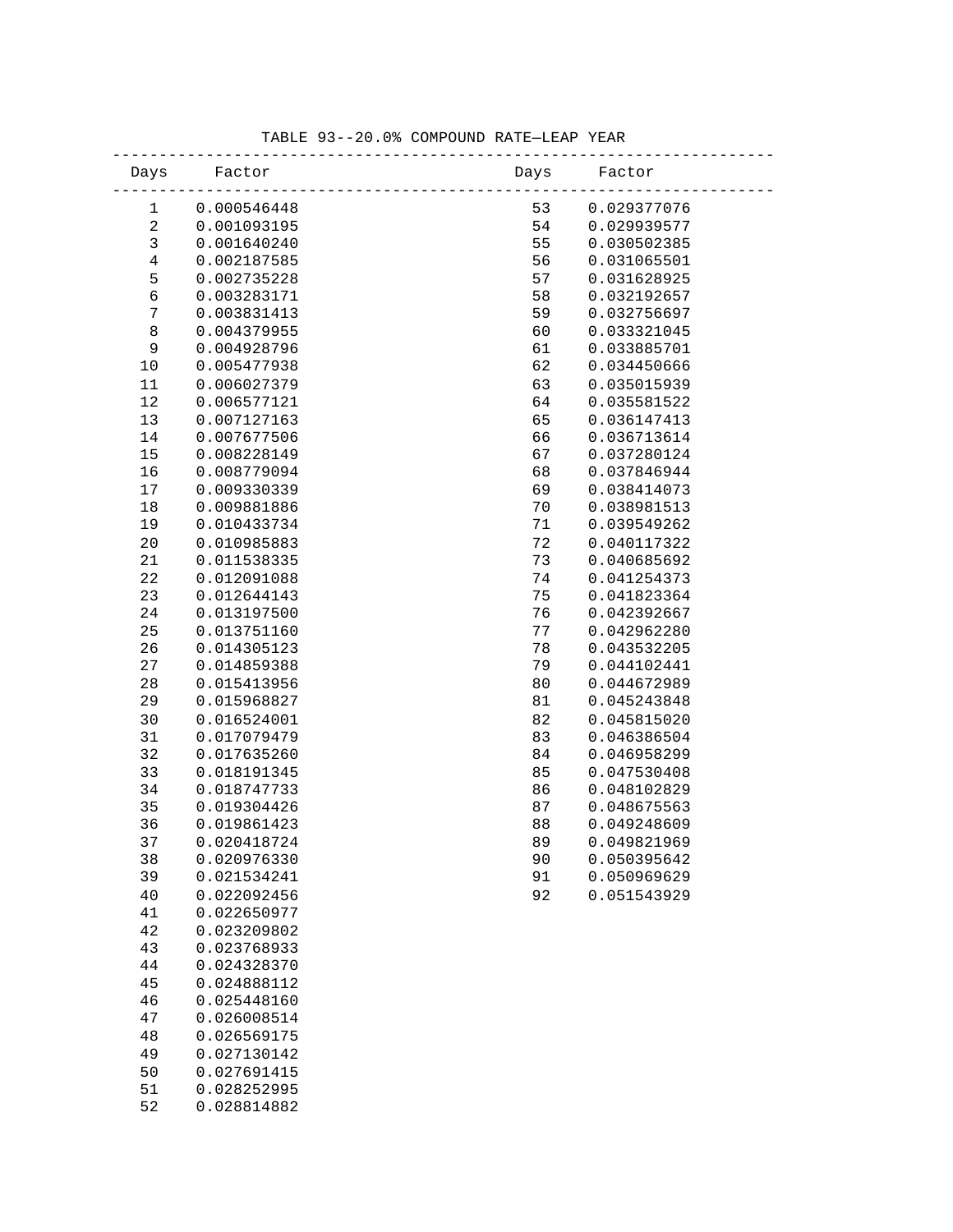TABLE 93--20.0% COMPOUND RATE—LEAP YEAR

| Days | Factor | Days | Factor |
|---|---|---|---|
| 1 | 0.000546448 | 53 | 0.029377076 |
| 2 | 0.001093195 | 54 | 0.029939577 |
| 3 | 0.001640240 | 55 | 0.030502385 |
| 4 | 0.002187585 | 56 | 0.031065501 |
| 5 | 0.002735228 | 57 | 0.031628925 |
| 6 | 0.003283171 | 58 | 0.032192657 |
| 7 | 0.003831413 | 59 | 0.032756697 |
| 8 | 0.004379955 | 60 | 0.033321045 |
| 9 | 0.004928796 | 61 | 0.033885701 |
| 10 | 0.005477938 | 62 | 0.034450666 |
| 11 | 0.006027379 | 63 | 0.035015939 |
| 12 | 0.006577121 | 64 | 0.035581522 |
| 13 | 0.007127163 | 65 | 0.036147413 |
| 14 | 0.007677506 | 66 | 0.036713614 |
| 15 | 0.008228149 | 67 | 0.037280124 |
| 16 | 0.008779094 | 68 | 0.037846944 |
| 17 | 0.009330339 | 69 | 0.038414073 |
| 18 | 0.009881886 | 70 | 0.038981513 |
| 19 | 0.010433734 | 71 | 0.039549262 |
| 20 | 0.010985883 | 72 | 0.040117322 |
| 21 | 0.011538335 | 73 | 0.040685692 |
| 22 | 0.012091088 | 74 | 0.041254373 |
| 23 | 0.012644143 | 75 | 0.041823364 |
| 24 | 0.013197500 | 76 | 0.042392667 |
| 25 | 0.013751160 | 77 | 0.042962280 |
| 26 | 0.014305123 | 78 | 0.043532205 |
| 27 | 0.014859388 | 79 | 0.044102441 |
| 28 | 0.015413956 | 80 | 0.044672989 |
| 29 | 0.015968827 | 81 | 0.045243848 |
| 30 | 0.016524001 | 82 | 0.045815020 |
| 31 | 0.017079479 | 83 | 0.046386504 |
| 32 | 0.017635260 | 84 | 0.046958299 |
| 33 | 0.018191345 | 85 | 0.047530408 |
| 34 | 0.018747733 | 86 | 0.048102829 |
| 35 | 0.019304426 | 87 | 0.048675563 |
| 36 | 0.019861423 | 88 | 0.049248609 |
| 37 | 0.020418724 | 89 | 0.049821969 |
| 38 | 0.020976330 | 90 | 0.050395642 |
| 39 | 0.021534241 | 91 | 0.050969629 |
| 40 | 0.022092456 | 92 | 0.051543929 |
| 41 | 0.022650977 | | |
| 42 | 0.023209802 | | |
| 43 | 0.023768933 | | |
| 44 | 0.024328370 | | |
| 45 | 0.024888112 | | |
| 46 | 0.025448160 | | |
| 47 | 0.026008514 | | |
| 48 | 0.026569175 | | |
| 49 | 0.027130142 | | |
| 50 | 0.027691415 | | |
| 51 | 0.028252995 | | |
| 52 | 0.028814882 | | |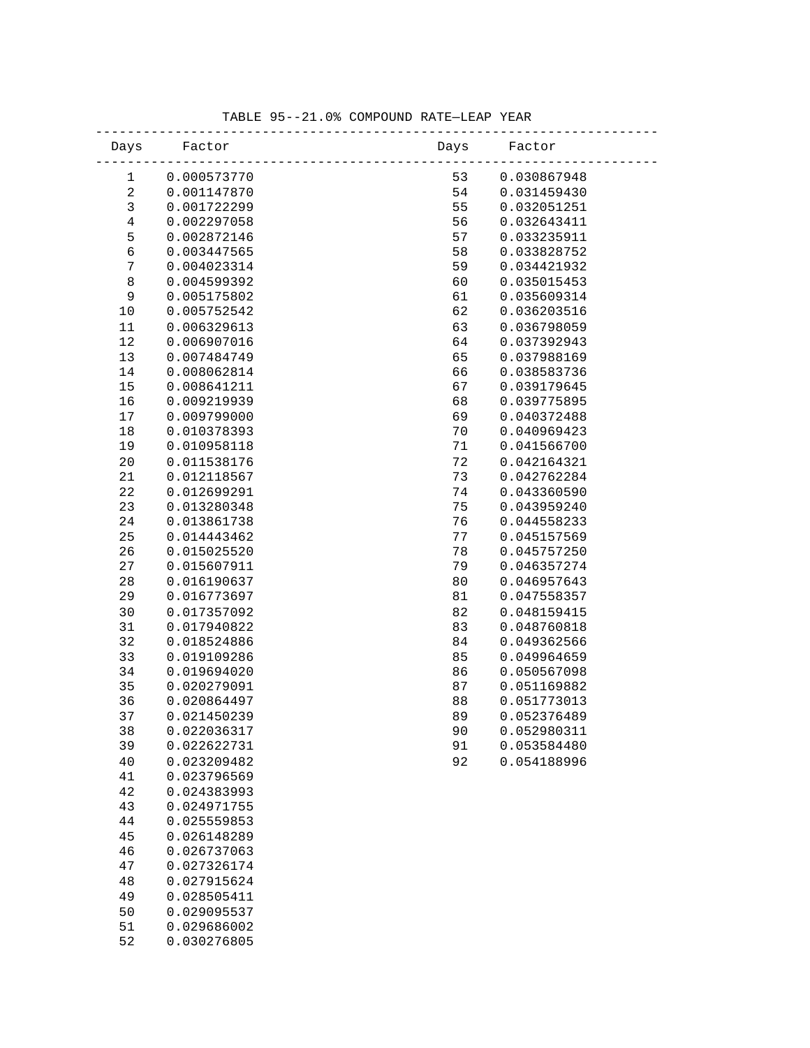TABLE 95--21.0% COMPOUND RATE—LEAP YEAR

| Days | Factor | Days | Factor |
|---|---|---|---|
| 1 | 0.000573770 | 53 | 0.030867948 |
| 2 | 0.001147870 | 54 | 0.031459430 |
| 3 | 0.001722299 | 55 | 0.032051251 |
| 4 | 0.002297058 | 56 | 0.032643411 |
| 5 | 0.002872146 | 57 | 0.033235911 |
| 6 | 0.003447565 | 58 | 0.033828752 |
| 7 | 0.004023314 | 59 | 0.034421932 |
| 8 | 0.004599392 | 60 | 0.035015453 |
| 9 | 0.005175802 | 61 | 0.035609314 |
| 10 | 0.005752542 | 62 | 0.036203516 |
| 11 | 0.006329613 | 63 | 0.036798059 |
| 12 | 0.006907016 | 64 | 0.037392943 |
| 13 | 0.007484749 | 65 | 0.037988169 |
| 14 | 0.008062814 | 66 | 0.038583736 |
| 15 | 0.008641211 | 67 | 0.039179645 |
| 16 | 0.009219939 | 68 | 0.039775895 |
| 17 | 0.009799000 | 69 | 0.040372488 |
| 18 | 0.010378393 | 70 | 0.040969423 |
| 19 | 0.010958118 | 71 | 0.041566700 |
| 20 | 0.011538176 | 72 | 0.042164321 |
| 21 | 0.012118567 | 73 | 0.042762284 |
| 22 | 0.012699291 | 74 | 0.043360590 |
| 23 | 0.013280348 | 75 | 0.043959240 |
| 24 | 0.013861738 | 76 | 0.044558233 |
| 25 | 0.014443462 | 77 | 0.045157569 |
| 26 | 0.015025520 | 78 | 0.045757250 |
| 27 | 0.015607911 | 79 | 0.046357274 |
| 28 | 0.016190637 | 80 | 0.046957643 |
| 29 | 0.016773697 | 81 | 0.047558357 |
| 30 | 0.017357092 | 82 | 0.048159415 |
| 31 | 0.017940822 | 83 | 0.048760818 |
| 32 | 0.018524886 | 84 | 0.049362566 |
| 33 | 0.019109286 | 85 | 0.049964659 |
| 34 | 0.019694020 | 86 | 0.050567098 |
| 35 | 0.020279091 | 87 | 0.051169882 |
| 36 | 0.020864497 | 88 | 0.051773013 |
| 37 | 0.021450239 | 89 | 0.052376489 |
| 38 | 0.022036317 | 90 | 0.052980311 |
| 39 | 0.022622731 | 91 | 0.053584480 |
| 40 | 0.023209482 | 92 | 0.054188996 |
| 41 | 0.023796569 | | |
| 42 | 0.024383993 | | |
| 43 | 0.024971755 | | |
| 44 | 0.025559853 | | |
| 45 | 0.026148289 | | |
| 46 | 0.026737063 | | |
| 47 | 0.027326174 | | |
| 48 | 0.027915624 | | |
| 49 | 0.028505411 | | |
| 50 | 0.029095537 | | |
| 51 | 0.029686002 | | |
| 52 | 0.030276805 | | |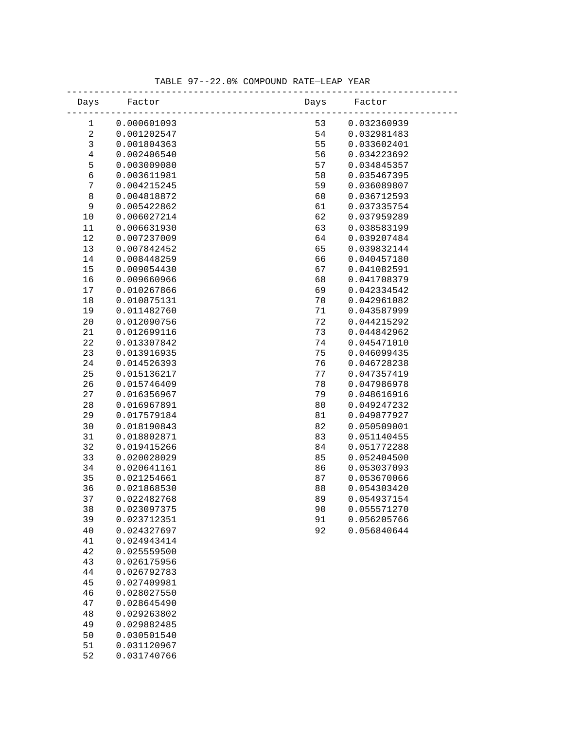TABLE 97--22.0% COMPOUND RATE—LEAP YEAR

| Days | Factor | Days | Factor |
|---|---|---|---|
| 1 | 0.000601093 | 53 | 0.032360939 |
| 2 | 0.001202547 | 54 | 0.032981483 |
| 3 | 0.001804363 | 55 | 0.033602401 |
| 4 | 0.002406540 | 56 | 0.034223692 |
| 5 | 0.003009080 | 57 | 0.034845357 |
| 6 | 0.003611981 | 58 | 0.035467395 |
| 7 | 0.004215245 | 59 | 0.036089807 |
| 8 | 0.004818872 | 60 | 0.036712593 |
| 9 | 0.005422862 | 61 | 0.037335754 |
| 10 | 0.006027214 | 62 | 0.037959289 |
| 11 | 0.006631930 | 63 | 0.038583199 |
| 12 | 0.007237009 | 64 | 0.039207484 |
| 13 | 0.007842452 | 65 | 0.039832144 |
| 14 | 0.008448259 | 66 | 0.040457180 |
| 15 | 0.009054430 | 67 | 0.041082591 |
| 16 | 0.009660966 | 68 | 0.041708379 |
| 17 | 0.010267866 | 69 | 0.042334542 |
| 18 | 0.010875131 | 70 | 0.042961082 |
| 19 | 0.011482760 | 71 | 0.043587999 |
| 20 | 0.012090756 | 72 | 0.044215292 |
| 21 | 0.012699116 | 73 | 0.044842962 |
| 22 | 0.013307842 | 74 | 0.045471010 |
| 23 | 0.013916935 | 75 | 0.046099435 |
| 24 | 0.014526393 | 76 | 0.046728238 |
| 25 | 0.015136217 | 77 | 0.047357419 |
| 26 | 0.015746409 | 78 | 0.047986978 |
| 27 | 0.016356967 | 79 | 0.048616916 |
| 28 | 0.016967891 | 80 | 0.049247232 |
| 29 | 0.017579184 | 81 | 0.049877927 |
| 30 | 0.018190843 | 82 | 0.050509001 |
| 31 | 0.018802871 | 83 | 0.051140455 |
| 32 | 0.019415266 | 84 | 0.051772288 |
| 33 | 0.020028029 | 85 | 0.052404500 |
| 34 | 0.020641161 | 86 | 0.053037093 |
| 35 | 0.021254661 | 87 | 0.053670066 |
| 36 | 0.021868530 | 88 | 0.054303420 |
| 37 | 0.022482768 | 89 | 0.054937154 |
| 38 | 0.023097375 | 90 | 0.055571270 |
| 39 | 0.023712351 | 91 | 0.056205766 |
| 40 | 0.024327697 | 92 | 0.056840644 |
| 41 | 0.024943414 | | |
| 42 | 0.025559500 | | |
| 43 | 0.026175956 | | |
| 44 | 0.026792783 | | |
| 45 | 0.027409981 | | |
| 46 | 0.028027550 | | |
| 47 | 0.028645490 | | |
| 48 | 0.029263802 | | |
| 49 | 0.029882485 | | |
| 50 | 0.030501540 | | |
| 51 | 0.031120967 | | |
| 52 | 0.031740766 | | |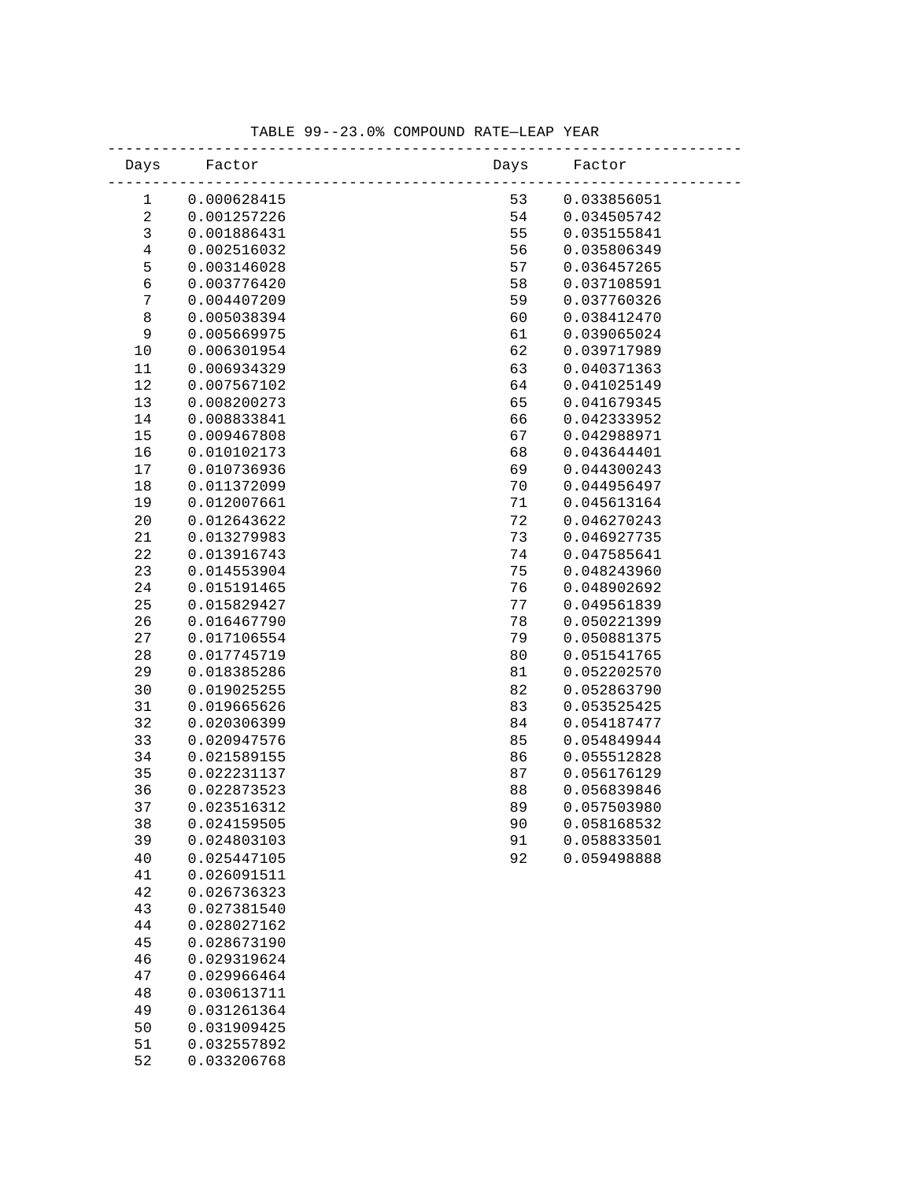TABLE 99--23.0% COMPOUND RATE—LEAP YEAR

| Days | Factor | Days | Factor |
|---|---|---|---|
| 1 | 0.000628415 | 53 | 0.033856051 |
| 2 | 0.001257226 | 54 | 0.034505742 |
| 3 | 0.001886431 | 55 | 0.035155841 |
| 4 | 0.002516032 | 56 | 0.035806349 |
| 5 | 0.003146028 | 57 | 0.036457265 |
| 6 | 0.003776420 | 58 | 0.037108591 |
| 7 | 0.004407209 | 59 | 0.037760326 |
| 8 | 0.005038394 | 60 | 0.038412470 |
| 9 | 0.005669975 | 61 | 0.039065024 |
| 10 | 0.006301954 | 62 | 0.039717989 |
| 11 | 0.006934329 | 63 | 0.040371363 |
| 12 | 0.007567102 | 64 | 0.041025149 |
| 13 | 0.008200273 | 65 | 0.041679345 |
| 14 | 0.008833841 | 66 | 0.042333952 |
| 15 | 0.009467808 | 67 | 0.042988971 |
| 16 | 0.010102173 | 68 | 0.043644401 |
| 17 | 0.010736936 | 69 | 0.044300243 |
| 18 | 0.011372099 | 70 | 0.044956497 |
| 19 | 0.012007661 | 71 | 0.045613164 |
| 20 | 0.012643622 | 72 | 0.046270243 |
| 21 | 0.013279983 | 73 | 0.046927735 |
| 22 | 0.013916743 | 74 | 0.047585641 |
| 23 | 0.014553904 | 75 | 0.048243960 |
| 24 | 0.015191465 | 76 | 0.048902692 |
| 25 | 0.015829427 | 77 | 0.049561839 |
| 26 | 0.016467790 | 78 | 0.050221399 |
| 27 | 0.017106554 | 79 | 0.050881375 |
| 28 | 0.017745719 | 80 | 0.051541765 |
| 29 | 0.018385286 | 81 | 0.052202570 |
| 30 | 0.019025255 | 82 | 0.052863790 |
| 31 | 0.019665626 | 83 | 0.053525425 |
| 32 | 0.020306399 | 84 | 0.054187477 |
| 33 | 0.020947576 | 85 | 0.054849944 |
| 34 | 0.021589155 | 86 | 0.055512828 |
| 35 | 0.022231137 | 87 | 0.056176129 |
| 36 | 0.022873523 | 88 | 0.056839846 |
| 37 | 0.023516312 | 89 | 0.057503980 |
| 38 | 0.024159505 | 90 | 0.058168532 |
| 39 | 0.024803103 | 91 | 0.058833501 |
| 40 | 0.025447105 | 92 | 0.059498888 |
| 41 | 0.026091511 | | |
| 42 | 0.026736323 | | |
| 43 | 0.027381540 | | |
| 44 | 0.028027162 | | |
| 45 | 0.028673190 | | |
| 46 | 0.029319624 | | |
| 47 | 0.029966464 | | |
| 48 | 0.030613711 | | |
| 49 | 0.031261364 | | |
| 50 | 0.031909425 | | |
| 51 | 0.032557892 | | |
| 52 | 0.033206768 | | |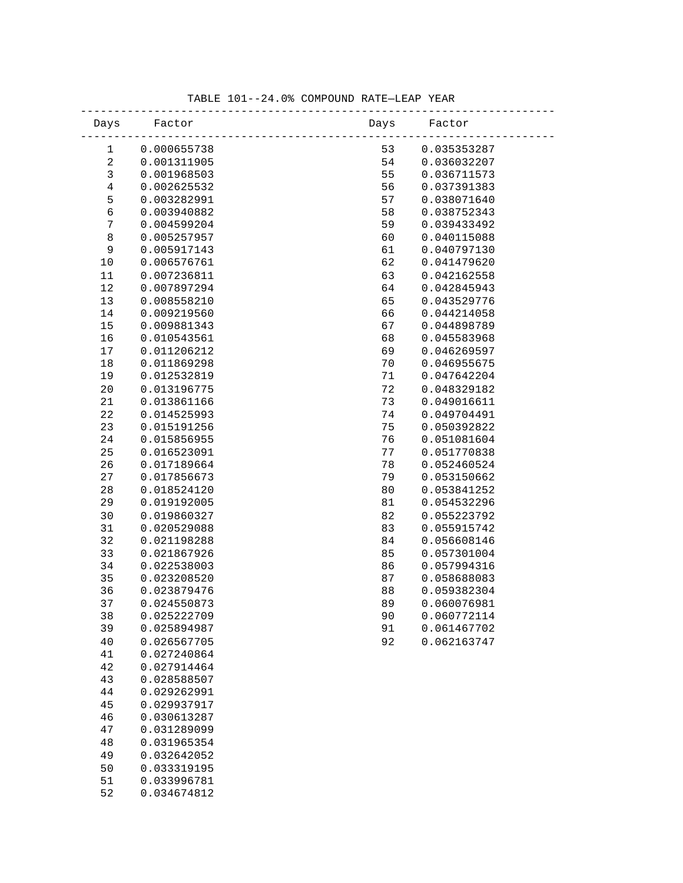TABLE 101--24.0% COMPOUND RATE—LEAP YEAR

| Days | Factor | Days | Factor |
|---|---|---|---|
| 1 | 0.000655738 | 53 | 0.035353287 |
| 2 | 0.001311905 | 54 | 0.036032207 |
| 3 | 0.001968503 | 55 | 0.036711573 |
| 4 | 0.002625532 | 56 | 0.037391383 |
| 5 | 0.003282991 | 57 | 0.038071640 |
| 6 | 0.003940882 | 58 | 0.038752343 |
| 7 | 0.004599204 | 59 | 0.039433492 |
| 8 | 0.005257957 | 60 | 0.040115088 |
| 9 | 0.005917143 | 61 | 0.040797130 |
| 10 | 0.006576761 | 62 | 0.041479620 |
| 11 | 0.007236811 | 63 | 0.042162558 |
| 12 | 0.007897294 | 64 | 0.042845943 |
| 13 | 0.008558210 | 65 | 0.043529776 |
| 14 | 0.009219560 | 66 | 0.044214058 |
| 15 | 0.009881343 | 67 | 0.044898789 |
| 16 | 0.010543561 | 68 | 0.045583968 |
| 17 | 0.011206212 | 69 | 0.046269597 |
| 18 | 0.011869298 | 70 | 0.046955675 |
| 19 | 0.012532819 | 71 | 0.047642204 |
| 20 | 0.013196775 | 72 | 0.048329182 |
| 21 | 0.013861166 | 73 | 0.049016611 |
| 22 | 0.014525993 | 74 | 0.049704491 |
| 23 | 0.015191256 | 75 | 0.050392822 |
| 24 | 0.015856955 | 76 | 0.051081604 |
| 25 | 0.016523091 | 77 | 0.051770838 |
| 26 | 0.017189664 | 78 | 0.052460524 |
| 27 | 0.017856673 | 79 | 0.053150662 |
| 28 | 0.018524120 | 80 | 0.053841252 |
| 29 | 0.019192005 | 81 | 0.054532296 |
| 30 | 0.019860327 | 82 | 0.055223792 |
| 31 | 0.020529088 | 83 | 0.055915742 |
| 32 | 0.021198288 | 84 | 0.056608146 |
| 33 | 0.021867926 | 85 | 0.057301004 |
| 34 | 0.022538003 | 86 | 0.057994316 |
| 35 | 0.023208520 | 87 | 0.058688083 |
| 36 | 0.023879476 | 88 | 0.059382304 |
| 37 | 0.024550873 | 89 | 0.060076981 |
| 38 | 0.025222709 | 90 | 0.060772114 |
| 39 | 0.025894987 | 91 | 0.061467702 |
| 40 | 0.026567705 | 92 | 0.062163747 |
| 41 | 0.027240864 | | |
| 42 | 0.027914464 | | |
| 43 | 0.028588507 | | |
| 44 | 0.029262991 | | |
| 45 | 0.029937917 | | |
| 46 | 0.030613287 | | |
| 47 | 0.031289099 | | |
| 48 | 0.031965354 | | |
| 49 | 0.032642052 | | |
| 50 | 0.033319195 | | |
| 51 | 0.033996781 | | |
| 52 | 0.034674812 | | |